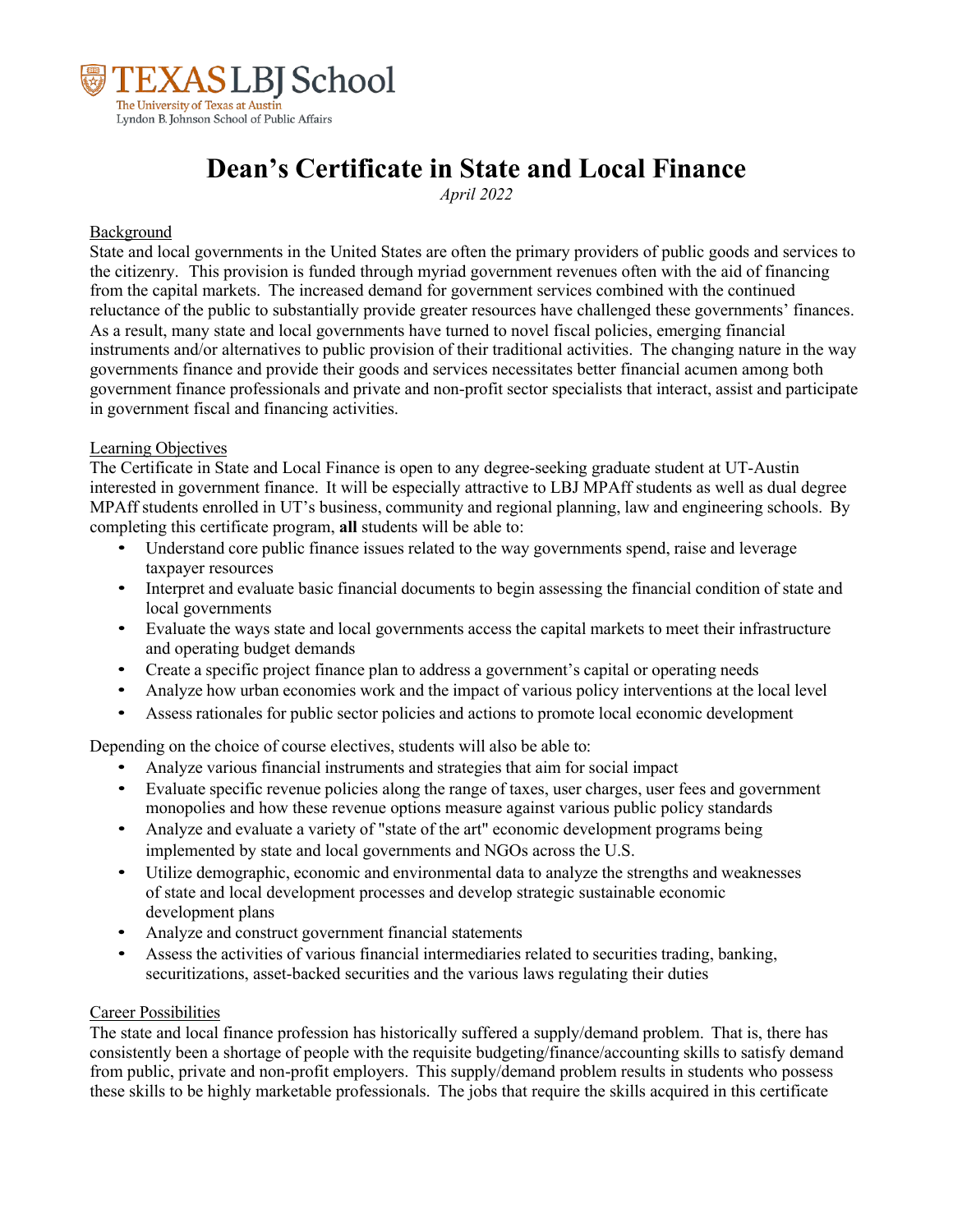# Dean's Certificate in State and Local Finance

*April 2022*

## Background

State and local governments in the United States are often the primary providers of public goods and services to the citizenry. This provision is funded through myriad government revenues often with the aid of financing from the capital markets. The increased demand for government services combined with the continued reluctance of the public to substantially provide greater resources have challenged these governments' finances. As a result, many state and local governments have turned to novel fiscal policies, emerging financial instruments and/or alternatives to public provision of their traditional activities. The changing nature in the way governments finance and provide their goods and services necessitates better financial acumen among both government finance professionals and private and non-profit sector specialists that interact, assist and participate in government fiscal and financing activities.

## Learning Objectives

The Certificate in State and Local Finance is open to any degree-seeking graduate student at UT-Austin interested in government finance. It will be especially attractive to LBJ MPAff students as well as dual degree MPAff students enrolled in UT's business, community and regional planning, law and engineering schools. By completing this certificate program, **all** students will be able to:

- Understand core public finance issues related to the way governments spend, raise and leverage taxpayer resources
- Interpret and evaluate basic financial documents to begin assessing the financial condition of state and local governments
- Evaluate the ways state and local governments access the capital markets to meet their infrastructure and operating budget demands
- Create a specific project finance plan to address a government's capital or operating needs
- Analyze how urban economies work and the impact of various policy interventions at the local level
- Assess rationales for public sector policies and actions to promote local economic development

Depending on the choice of course electives, students will also be able to:

- Analyze various financial instruments and strategies that aim for social impact
- Evaluate specific revenue policies along the range of taxes, user charges, user fees and government monopolies and how these revenue options measure against various public policy standards
- Analyze and evaluate a variety of "state of the art" economic development programs being implemented by state and local governments and NGOs across the U.S.
- Utilize demographic, economic and environmental data to analyze the strengths and weaknesses of state and local development processes and develop strategic sustainable economic development plans
- Analyze and construct government financial statements
- Assess the activities of various financial intermediaries related to securities trading, banking, securitizations, asset-backed securities and the various laws regulating their duties

## Career Possibilities

The state and local finance profession has historically suffered a supply/demand problem. That is, there has consistently been a shortage of people with the requisite budgeting/finance/accounting skills to satisfy demand from public, private and non-profit employers. This supply/demand problem results in students who possess these skills to be highly marketable professionals. The jobs that require the skills acquired in this certificate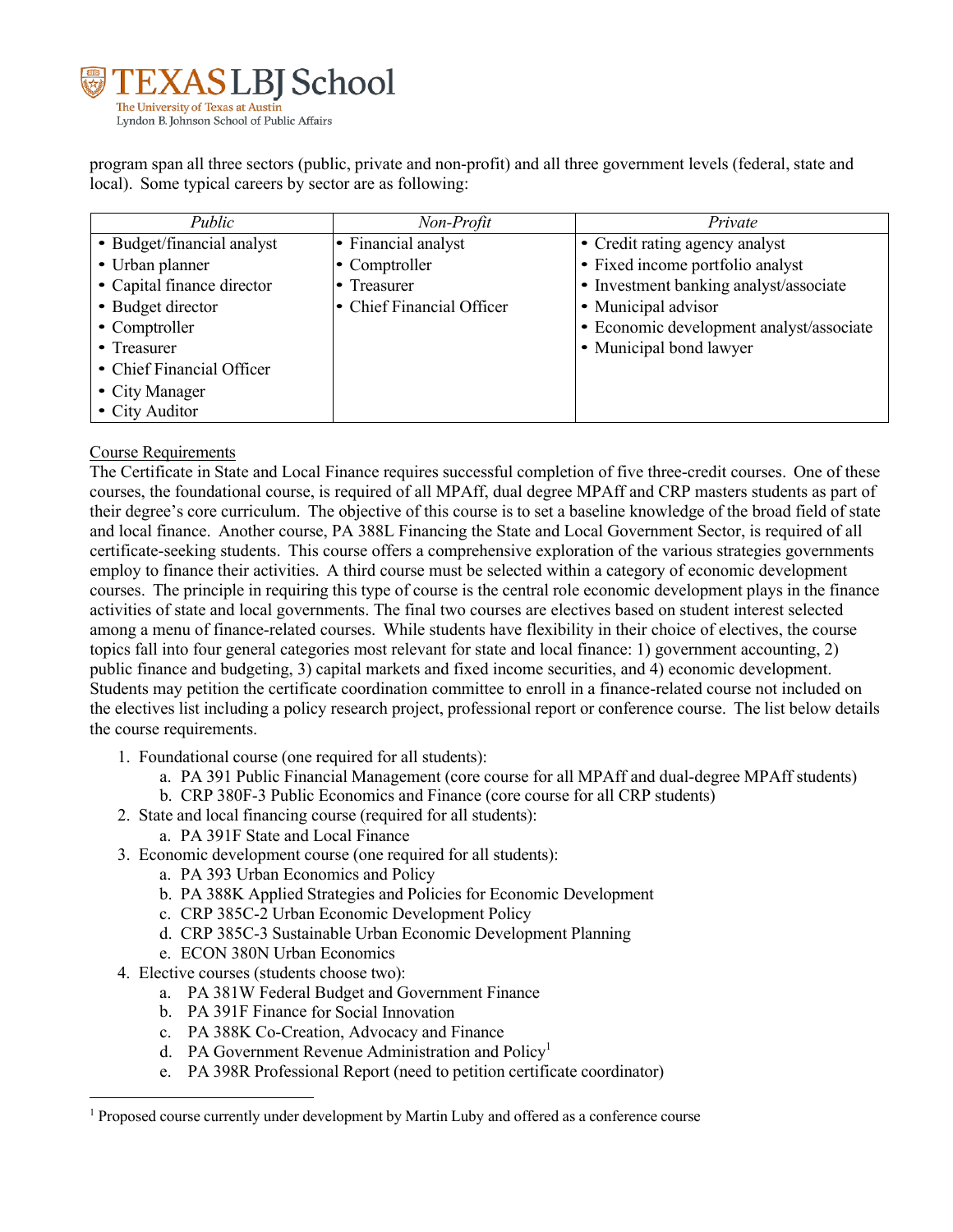program span all three sectors (public, private and non-profit) and all three government levels (federal, state and local). Some typical careers by sector are as following:

| *Public* | *Non-Profit* | *Private* |
|---|---|---|
| • Budget/financial analyst<br>• Urban planner<br>• Capital finance director<br>• Budget director<br>• Comptroller<br>• Treasurer<br>• Chief Financial Officer<br>• City Manager<br>• City Auditor | • Financial analyst<br>• Comptroller<br>• Treasurer<br>• Chief Financial Officer | • Credit rating agency analyst<br>• Fixed income portfolio analyst<br>• Investment banking analyst/associate<br>• Municipal advisor<br>• Economic development analyst/associate<br>• Municipal bond lawyer |

<u>Course Requirements</u>

The Certificate in State and Local Finance requires successful completion of five three-credit courses. One of these courses, the foundational course, is required of all MPAff, dual degree MPAff and CRP masters students as part of their degree's core curriculum. The objective of this course is to set a baseline knowledge of the broad field of state and local finance. Another course, PA 388L Financing the State and Local Government Sector, is required of all certificate-seeking students. This course offers a comprehensive exploration of the various strategies governments employ to finance their activities. A third course must be selected within a category of economic development courses. The principle in requiring this type of course is the central role economic development plays in the finance activities of state and local governments. The final two courses are electives based on student interest selected among a menu of finance-related courses. While students have flexibility in their choice of electives, the course topics fall into four general categories most relevant for state and local finance: 1) government accounting, 2) public finance and budgeting, 3) capital markets and fixed income securities, and 4) economic development. Students may petition the certificate coordination committee to enroll in a finance-related course not included on the electives list including a policy research project, professional report or conference course. The list below details the course requirements.

1. Foundational course (one required for all students):
   a. PA 391 Public Financial Management (core course for all MPAff and dual-degree MPAff students)
   b. CRP 380F-3 Public Economics and Finance (core course for all CRP students)
2. State and local financing course (required for all students):
   a. PA 391F State and Local Finance
3. Economic development course (one required for all students):
   a. PA 393 Urban Economics and Policy
   b. PA 388K Applied Strategies and Policies for Economic Development
   c. CRP 385C-2 Urban Economic Development Policy
   d. CRP 385C-3 Sustainable Urban Economic Development Planning
   e. ECON 380N Urban Economics
4. Elective courses (students choose two):
   a. PA 381W Federal Budget and Government Finance
   b. PA 391F Finance for Social Innovation
   c. PA 388K Co-Creation, Advocacy and Finance
   d. PA Government Revenue Administration and Policy[1]
   e. PA 398R Professional Report (need to petition certificate coordinator)

[1] Proposed course currently under development by Martin Luby and offered as a conference course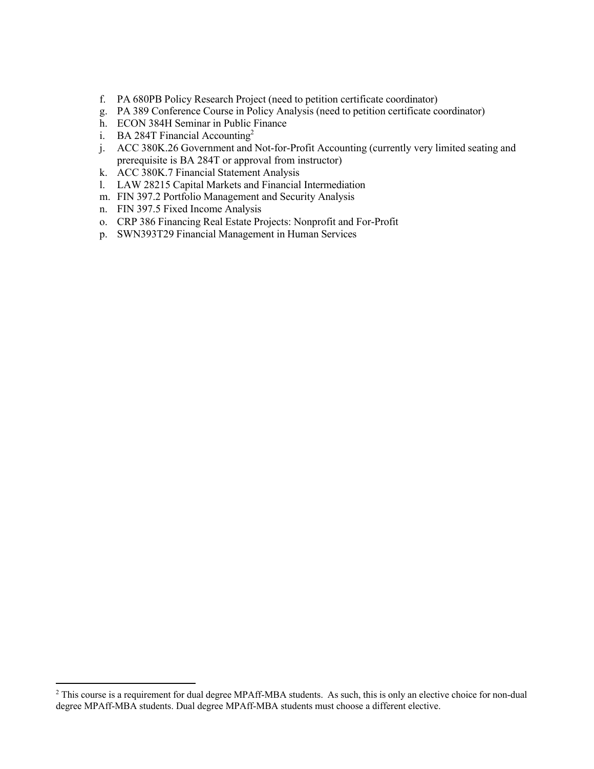f. PA 680PB Policy Research Project (need to petition certificate coordinator)
g. PA 389 Conference Course in Policy Analysis (need to petition certificate coordinator)
h. ECON 384H Seminar in Public Finance
i. BA 284T Financial Accounting[2]
j. ACC 380K.26 Government and Not-for-Profit Accounting (currently very limited seating and prerequisite is BA 284T or approval from instructor)
k. ACC 380K.7 Financial Statement Analysis
l. LAW 28215 Capital Markets and Financial Intermediation
m. FIN 397.2 Portfolio Management and Security Analysis
n. FIN 397.5 Fixed Income Analysis
o. CRP 386 Financing Real Estate Projects: Nonprofit and For-Profit
p. SWN393T29 Financial Management in Human Services

[2] This course is a requirement for dual degree MPAff-MBA students. As such, this is only an elective choice for non-dual degree MPAff-MBA students. Dual degree MPAff-MBA students must choose a different elective.